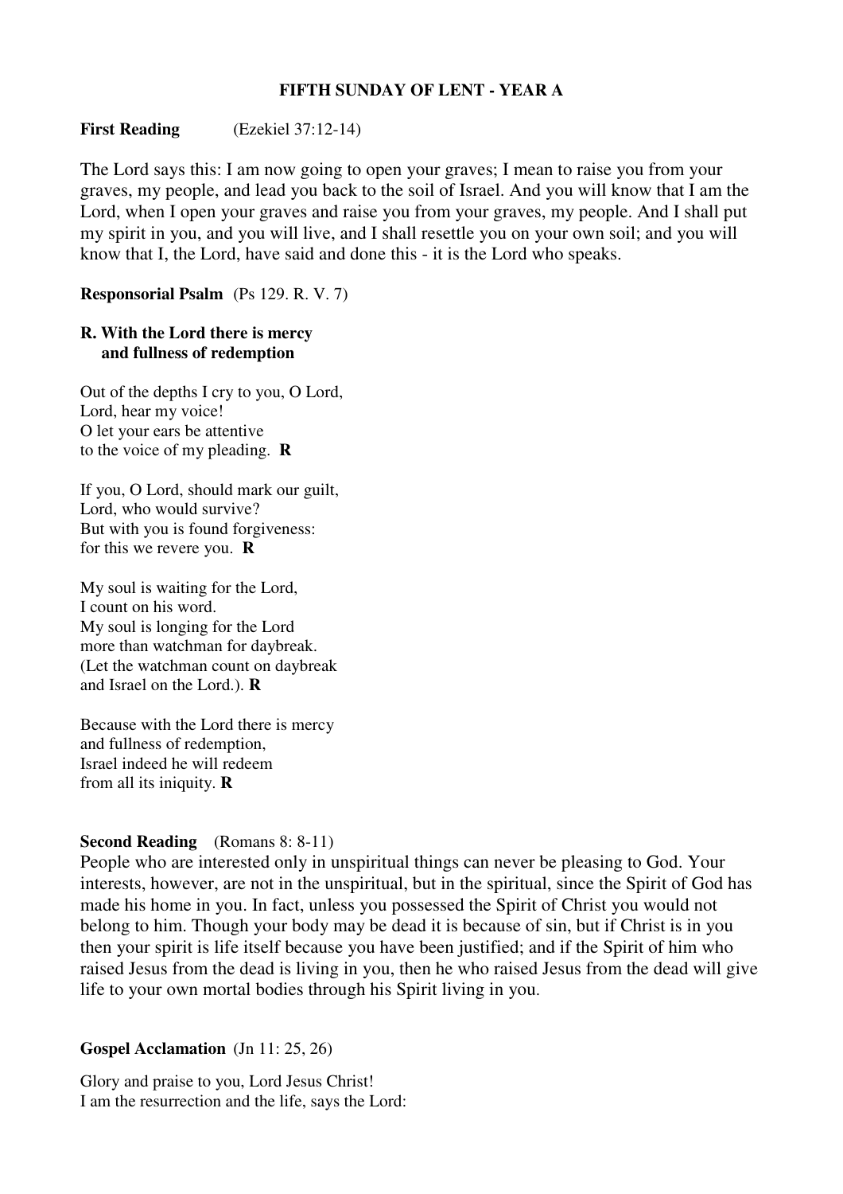# FIFTH SUNDAY OF LENT - YEAR A

**First Reading** (Ezekiel 37:12-14)

The Lord says this: I am now going to open your graves; I mean to raise you from your graves, my people, and lead you back to the soil of Israel. And you will know that I am the Lord, when I open your graves and raise you from your graves, my people. And I shall put my spirit in you, and you will live, and I shall resettle you on your own soil; and you will know that I, the Lord, have said and done this - it is the Lord who speaks.

**Responsorial Psalm** (Ps 129. R. V. 7)

**R. With the Lord there is mercy
and fullness of redemption**

Out of the depths I cry to you, O Lord,
Lord, hear my voice!
O let your ears be attentive
to the voice of my pleading. **R**

If you, O Lord, should mark our guilt,
Lord, who would survive?
But with you is found forgiveness:
for this we revere you. **R**

My soul is waiting for the Lord,
I count on his word.
My soul is longing for the Lord
more than watchman for daybreak.
(Let the watchman count on daybreak
and Israel on the Lord.). **R**

Because with the Lord there is mercy
and fullness of redemption,
Israel indeed he will redeem
from all its iniquity. **R**

**Second Reading** (Romans 8: 8-11)

People who are interested only in unspiritual things can never be pleasing to God. Your interests, however, are not in the unspiritual, but in the spiritual, since the Spirit of God has made his home in you. In fact, unless you possessed the Spirit of Christ you would not belong to him. Though your body may be dead it is because of sin, but if Christ is in you then your spirit is life itself because you have been justified; and if the Spirit of him who raised Jesus from the dead is living in you, then he who raised Jesus from the dead will give life to your own mortal bodies through his Spirit living in you.

**Gospel Acclamation** (Jn 11: 25, 26)

Glory and praise to you, Lord Jesus Christ!
I am the resurrection and the life, says the Lord: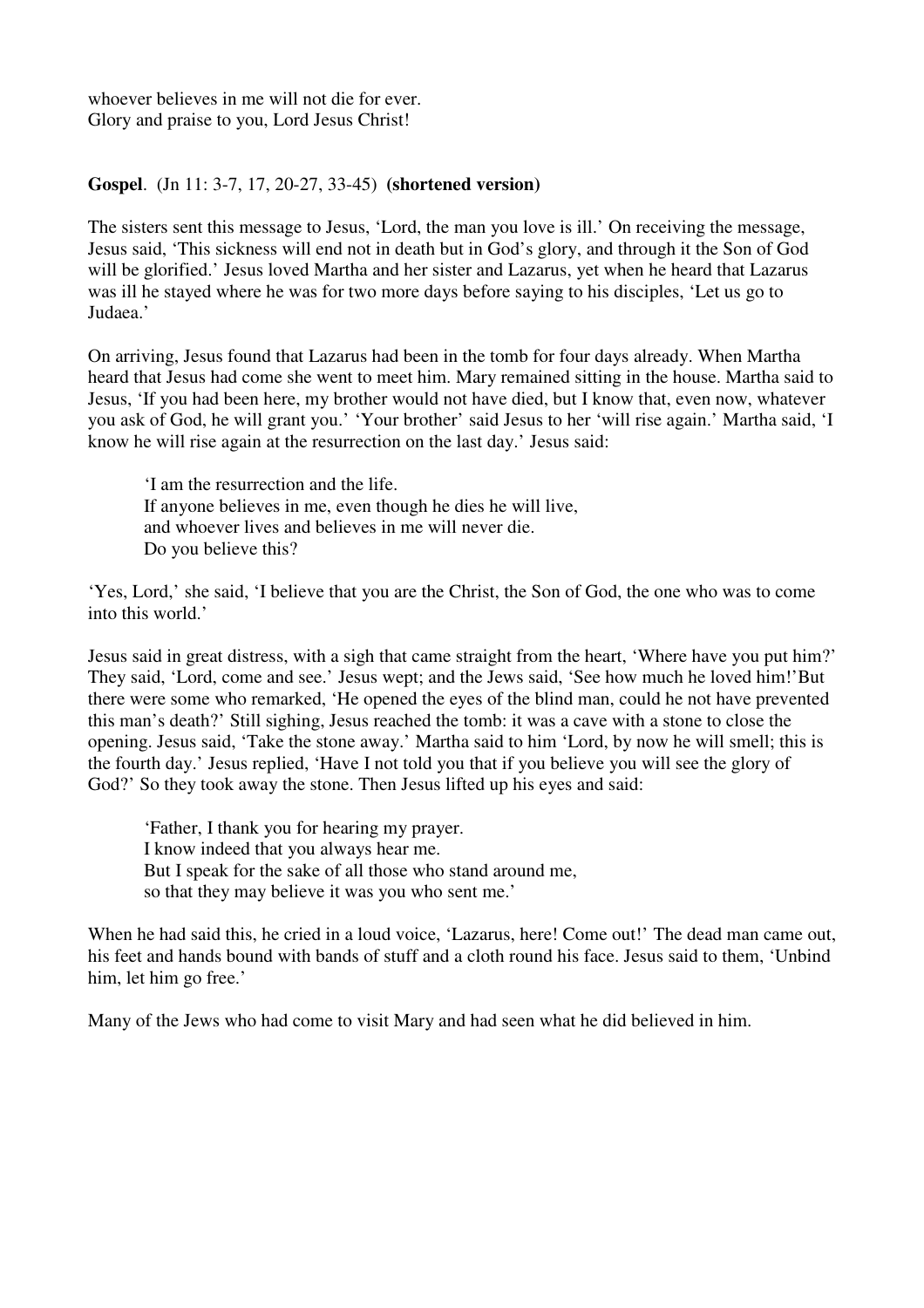whoever believes in me will not die for ever.
Glory and praise to you, Lord Jesus Christ!

**Gospel**. (Jn 11: 3-7, 17, 20-27, 33-45) **(shortened version)**

The sisters sent this message to Jesus, 'Lord, the man you love is ill.' On receiving the message, Jesus said, 'This sickness will end not in death but in God's glory, and through it the Son of God will be glorified.' Jesus loved Martha and her sister and Lazarus, yet when he heard that Lazarus was ill he stayed where he was for two more days before saying to his disciples, 'Let us go to Judaea.'

On arriving, Jesus found that Lazarus had been in the tomb for four days already. When Martha heard that Jesus had come she went to meet him. Mary remained sitting in the house. Martha said to Jesus, 'If you had been here, my brother would not have died, but I know that, even now, whatever you ask of God, he will grant you.' 'Your brother' said Jesus to her 'will rise again.' Martha said, 'I know he will rise again at the resurrection on the last day.' Jesus said:

> 'I am the resurrection and the life.
> If anyone believes in me, even though he dies he will live,
> and whoever lives and believes in me will never die.
> Do you believe this?

'Yes, Lord,' she said, 'I believe that you are the Christ, the Son of God, the one who was to come into this world.'

Jesus said in great distress, with a sigh that came straight from the heart, 'Where have you put him?' They said, 'Lord, come and see.' Jesus wept; and the Jews said, 'See how much he loved him!'But there were some who remarked, 'He opened the eyes of the blind man, could he not have prevented this man's death?' Still sighing, Jesus reached the tomb: it was a cave with a stone to close the opening. Jesus said, 'Take the stone away.' Martha said to him 'Lord, by now he will smell; this is the fourth day.' Jesus replied, 'Have I not told you that if you believe you will see the glory of God?' So they took away the stone. Then Jesus lifted up his eyes and said:

> 'Father, I thank you for hearing my prayer.
> I know indeed that you always hear me.
> But I speak for the sake of all those who stand around me,
> so that they may believe it was you who sent me.'

When he had said this, he cried in a loud voice, 'Lazarus, here! Come out!' The dead man came out, his feet and hands bound with bands of stuff and a cloth round his face. Jesus said to them, 'Unbind him, let him go free.'

Many of the Jews who had come to visit Mary and had seen what he did believed in him.